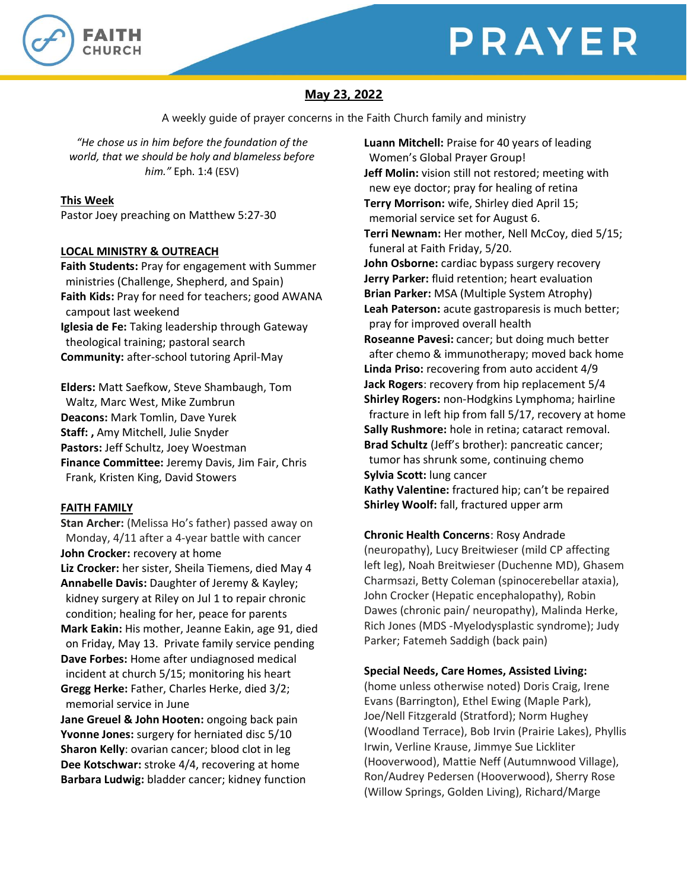FAITH CHURCH

# PRAYER

## May 23, 2022

A weekly guide of prayer concerns in the Faith Church family and ministry

*"He chose us in him before the foundation of the world, that we should be holy and blameless before him."* Eph. 1:4 (ESV)

### This Week

Pastor Joey preaching on Matthew 5:27-30

### LOCAL MINISTRY & OUTREACH

**Faith Students:** Pray for engagement with Summer ministries (Challenge, Shepherd, and Spain)
**Faith Kids:** Pray for need for teachers; good AWANA campout last weekend
**Iglesia de Fe:** Taking leadership through Gateway theological training; pastoral search
**Community:** after-school tutoring April-May

**Elders:** Matt Saefkow, Steve Shambaugh, Tom Waltz, Marc West, Mike Zumbrun
**Deacons:** Mark Tomlin, Dave Yurek
**Staff: ,** Amy Mitchell, Julie Snyder
**Pastors:** Jeff Schultz, Joey Woestman
**Finance Committee:** Jeremy Davis, Jim Fair, Chris Frank, Kristen King, David Stowers

### FAITH FAMILY

**Stan Archer:** (Melissa Ho's father) passed away on Monday, 4/11 after a 4-year battle with cancer
**John Crocker:** recovery at home
**Liz Crocker:** her sister, Sheila Tiemens, died May 4
**Annabelle Davis:** Daughter of Jeremy & Kayley; kidney surgery at Riley on Jul 1 to repair chronic condition; healing for her, peace for parents
**Mark Eakin:** His mother, Jeanne Eakin, age 91, died on Friday, May 13. Private family service pending
**Dave Forbes:** Home after undiagnosed medical incident at church 5/15; monitoring his heart
**Gregg Herke:** Father, Charles Herke, died 3/2; memorial service in June
**Jane Greuel & John Hooten:** ongoing back pain
**Yvonne Jones:** surgery for herniated disc 5/10
**Sharon Kelly**: ovarian cancer; blood clot in leg
**Dee Kotschwar:** stroke 4/4, recovering at home
**Barbara Ludwig:** bladder cancer; kidney function
**Luann Mitchell:** Praise for 40 years of leading Women's Global Prayer Group!
**Jeff Molin:** vision still not restored; meeting with new eye doctor; pray for healing of retina
**Terry Morrison:** wife, Shirley died April 15; memorial service set for August 6.
**Terri Newnam:** Her mother, Nell McCoy, died 5/15; funeral at Faith Friday, 5/20.
**John Osborne:** cardiac bypass surgery recovery
**Jerry Parker:** fluid retention; heart evaluation
**Brian Parker:** MSA (Multiple System Atrophy)
**Leah Paterson:** acute gastroparesis is much better; pray for improved overall health
**Roseanne Pavesi:** cancer; but doing much better after chemo & immunotherapy; moved back home
**Linda Priso:** recovering from auto accident 4/9
**Jack Rogers**: recovery from hip replacement 5/4
**Shirley Rogers:** non-Hodgkins Lymphoma; hairline fracture in left hip from fall 5/17, recovery at home
**Sally Rushmore:** hole in retina; cataract removal.
**Brad Schultz** (Jeff's brother): pancreatic cancer; tumor has shrunk some, continuing chemo
**Sylvia Scott:** lung cancer
**Kathy Valentine:** fractured hip; can't be repaired
**Shirley Woolf:** fall, fractured upper arm

**Chronic Health Concerns**: Rosy Andrade (neuropathy), Lucy Breitwieser (mild CP affecting left leg), Noah Breitwieser (Duchenne MD), Ghasem Charmsazi, Betty Coleman (spinocerebellar ataxia), John Crocker (Hepatic encephalopathy), Robin Dawes (chronic pain/ neuropathy), Malinda Herke, Rich Jones (MDS -Myelodysplastic syndrome); Judy Parker; Fatemeh Saddigh (back pain)

**Special Needs, Care Homes, Assisted Living:** (home unless otherwise noted) Doris Craig, Irene Evans (Barrington), Ethel Ewing (Maple Park), Joe/Nell Fitzgerald (Stratford); Norm Hughey (Woodland Terrace), Bob Irvin (Prairie Lakes), Phyllis Irwin, Verline Krause, Jimmye Sue Lickliter (Hooverwood), Mattie Neff (Autumnwood Village), Ron/Audrey Pedersen (Hooverwood), Sherry Rose (Willow Springs, Golden Living), Richard/Marge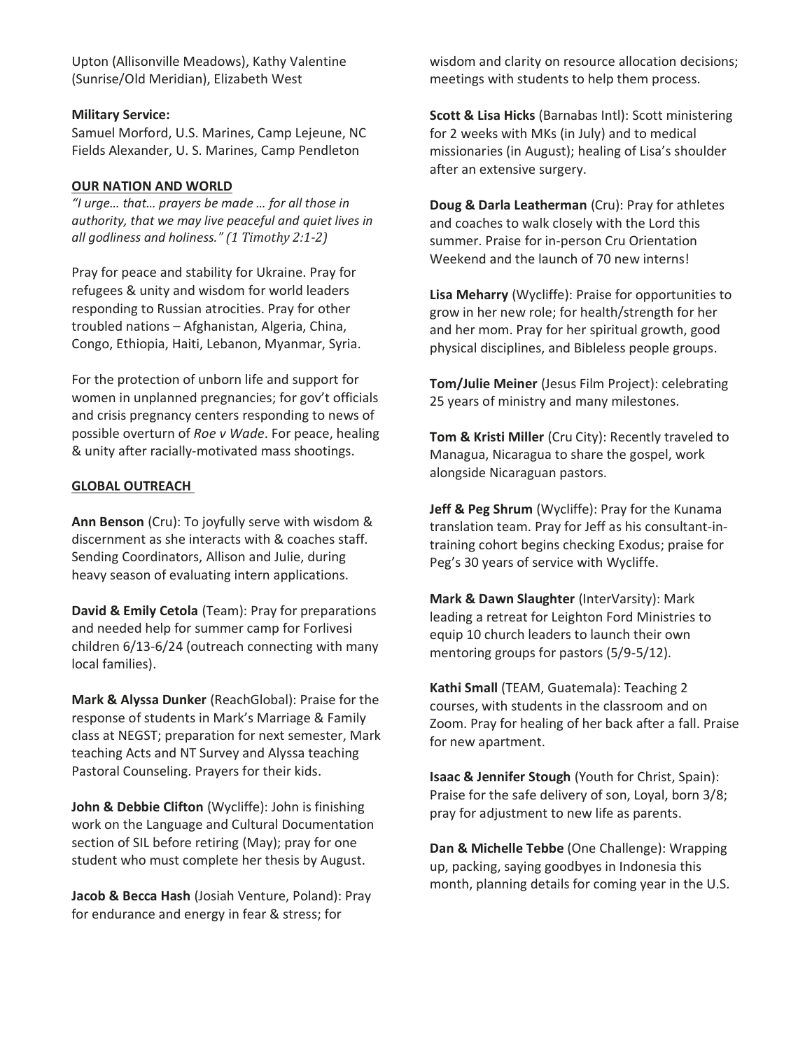Upton (Allisonville Meadows), Kathy Valentine (Sunrise/Old Meridian), Elizabeth West

**Military Service:**
Samuel Morford, U.S. Marines, Camp Lejeune, NC
Fields Alexander, U. S. Marines, Camp Pendleton

## OUR NATION AND WORLD

*"I urge… that… prayers be made … for all those in authority, that we may live peaceful and quiet lives in all godliness and holiness." (1 Timothy 2:1-2)*

Pray for peace and stability for Ukraine. Pray for refugees & unity and wisdom for world leaders responding to Russian atrocities. Pray for other troubled nations – Afghanistan, Algeria, China, Congo, Ethiopia, Haiti, Lebanon, Myanmar, Syria.

For the protection of unborn life and support for women in unplanned pregnancies; for gov't officials and crisis pregnancy centers responding to news of possible overturn of *Roe v Wade*. For peace, healing & unity after racially-motivated mass shootings.

## GLOBAL OUTREACH

**Ann Benson** (Cru): To joyfully serve with wisdom & discernment as she interacts with & coaches staff. Sending Coordinators, Allison and Julie, during heavy season of evaluating intern applications.

**David & Emily Cetola** (Team): Pray for preparations and needed help for summer camp for Forlivesi children 6/13-6/24 (outreach connecting with many local families).

**Mark & Alyssa Dunker** (ReachGlobal): Praise for the response of students in Mark's Marriage & Family class at NEGST; preparation for next semester, Mark teaching Acts and NT Survey and Alyssa teaching Pastoral Counseling. Prayers for their kids.

**John & Debbie Clifton** (Wycliffe): John is finishing work on the Language and Cultural Documentation section of SIL before retiring (May); pray for one student who must complete her thesis by August.

**Jacob & Becca Hash** (Josiah Venture, Poland): Pray for endurance and energy in fear & stress; for wisdom and clarity on resource allocation decisions; meetings with students to help them process.

**Scott & Lisa Hicks** (Barnabas Intl): Scott ministering for 2 weeks with MKs (in July) and to medical missionaries (in August); healing of Lisa's shoulder after an extensive surgery.

**Doug & Darla Leatherman** (Cru): Pray for athletes and coaches to walk closely with the Lord this summer. Praise for in-person Cru Orientation Weekend and the launch of 70 new interns!

**Lisa Meharry** (Wycliffe): Praise for opportunities to grow in her new role; for health/strength for her and her mom. Pray for her spiritual growth, good physical disciplines, and Bibleless people groups.

**Tom/Julie Meiner** (Jesus Film Project): celebrating 25 years of ministry and many milestones.

**Tom & Kristi Miller** (Cru City): Recently traveled to Managua, Nicaragua to share the gospel, work alongside Nicaraguan pastors.

**Jeff & Peg Shrum** (Wycliffe): Pray for the Kunama translation team. Pray for Jeff as his consultant-in-training cohort begins checking Exodus; praise for Peg's 30 years of service with Wycliffe.

**Mark & Dawn Slaughter** (InterVarsity): Mark leading a retreat for Leighton Ford Ministries to equip 10 church leaders to launch their own mentoring groups for pastors (5/9-5/12).

**Kathi Small** (TEAM, Guatemala): Teaching 2 courses, with students in the classroom and on Zoom. Pray for healing of her back after a fall. Praise for new apartment.

**Isaac & Jennifer Stough** (Youth for Christ, Spain): Praise for the safe delivery of son, Loyal, born 3/8; pray for adjustment to new life as parents.

**Dan & Michelle Tebbe** (One Challenge): Wrapping up, packing, saying goodbyes in Indonesia this month, planning details for coming year in the U.S.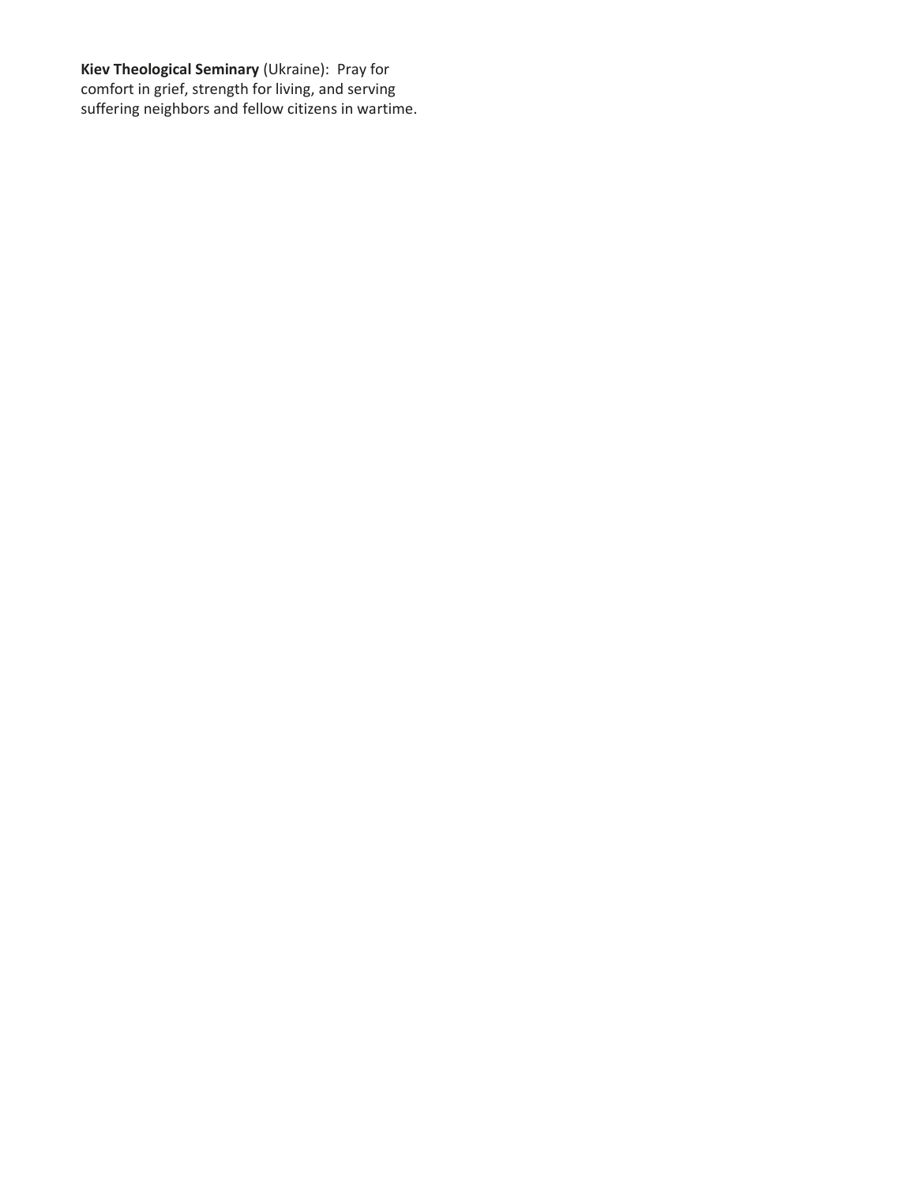**Kiev Theological Seminary** (Ukraine): Pray for comfort in grief, strength for living, and serving suffering neighbors and fellow citizens in wartime.